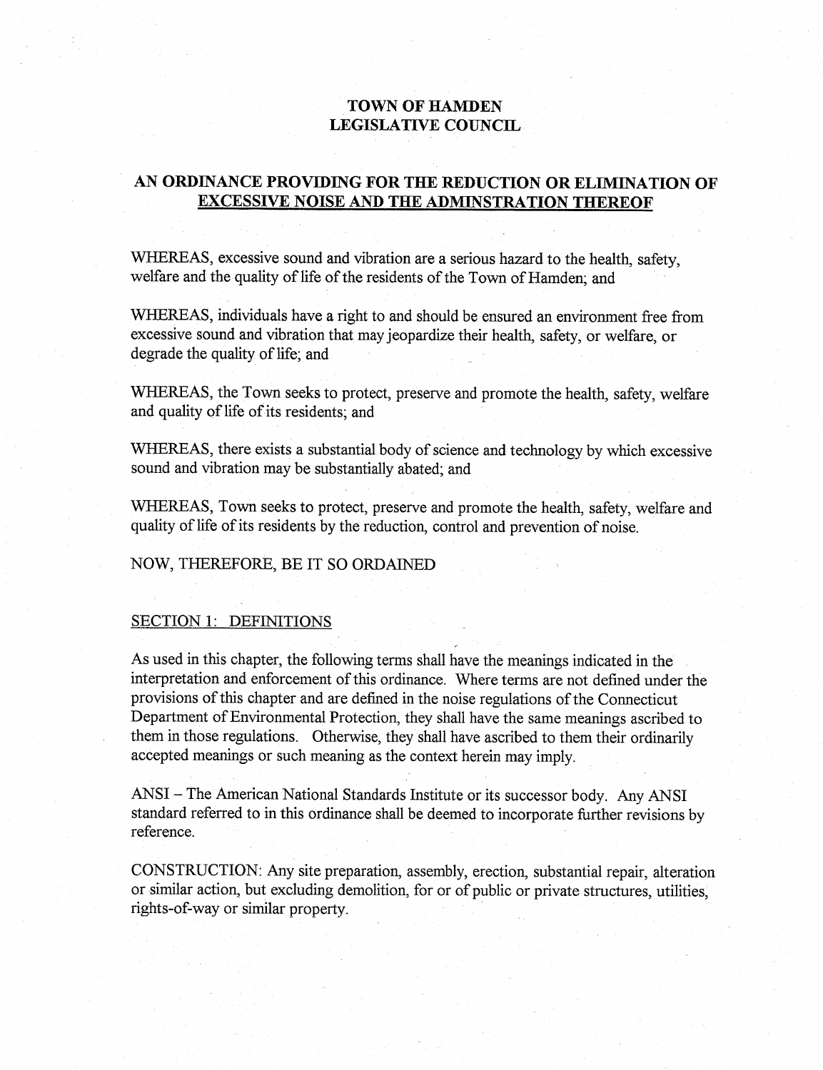# TOWN OF HAMDEN
# LEGISLATIVE COUNCIL

## AN ORDINANCE PROVIDING FOR THE REDUCTION OR ELIMINATION OF EXCESSIVE NOISE AND THE ADMINSTRATION THEREOF

WHEREAS, excessive sound and vibration are a serious hazard to the health, safety, welfare and the quality of life of the residents of the Town of Hamden; and

WHEREAS, individuals have a right to and should be ensured an environment free from excessive sound and vibration that may jeopardize their health, safety, or welfare, or degrade the quality of life; and

WHEREAS, the Town seeks to protect, preserve and promote the health, safety, welfare and quality of life of its residents; and

WHEREAS, there exists a substantial body of science and technology by which excessive sound and vibration may be substantially abated; and

WHEREAS, Town seeks to protect, preserve and promote the health, safety, welfare and quality of life of its residents by the reduction, control and prevention of noise.

NOW, THEREFORE, BE IT SO ORDAINED

### SECTION 1: DEFINITIONS

As used in this chapter, the following terms shall have the meanings indicated in the interpretation and enforcement of this ordinance. Where terms are not defined under the provisions of this chapter and are defined in the noise regulations of the Connecticut Department of Environmental Protection, they shall have the same meanings ascribed to them in those regulations. Otherwise, they shall have ascribed to them their ordinarily accepted meanings or such meaning as the context herein may imply.

ANSI – The American National Standards Institute or its successor body. Any ANSI standard referred to in this ordinance shall be deemed to incorporate further revisions by reference.

CONSTRUCTION: Any site preparation, assembly, erection, substantial repair, alteration or similar action, but excluding demolition, for or of public or private structures, utilities, rights-of-way or similar property.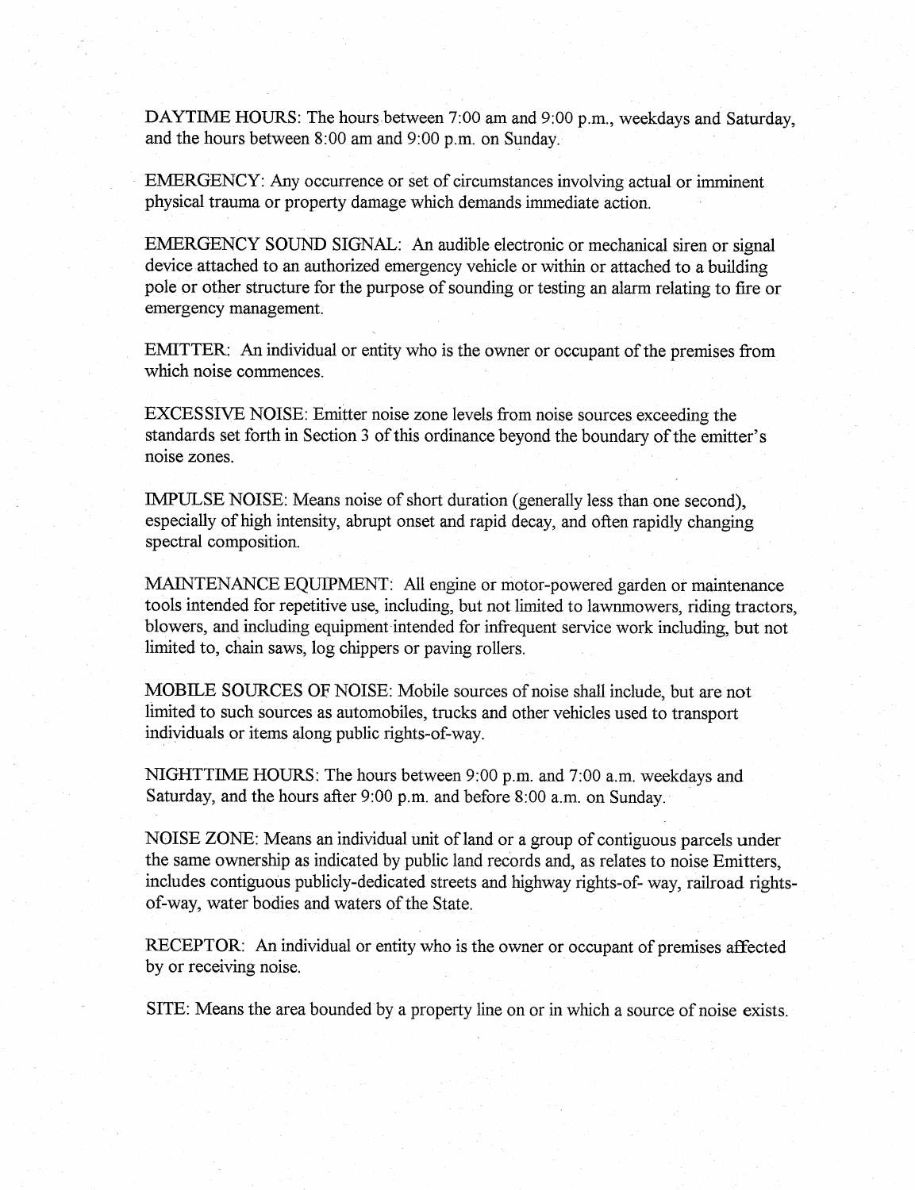DAYTIME HOURS: The hours between 7:00 am and 9:00 p.m., weekdays and Saturday, and the hours between 8:00 am and 9:00 p.m. on Sunday.

EMERGENCY: Any occurrence or set of circumstances involving actual or imminent physical trauma or property damage which demands immediate action.

EMERGENCY SOUND SIGNAL: An audible electronic or mechanical siren or signal device attached to an authorized emergency vehicle or within or attached to a building pole or other structure for the purpose of sounding or testing an alarm relating to fire or emergency management.

EMITTER: An individual or entity who is the owner or occupant of the premises from which noise commences.

EXCESSIVE NOISE: Emitter noise zone levels from noise sources exceeding the standards set forth in Section 3 of this ordinance beyond the boundary of the emitter's noise zones.

IMPULSE NOISE: Means noise of short duration (generally less than one second), especially of high intensity, abrupt onset and rapid decay, and often rapidly changing spectral composition.

MAINTENANCE EQUIPMENT: All engine or motor-powered garden or maintenance tools intended for repetitive use, including, but not limited to lawnmowers, riding tractors, blowers, and including equipment intended for infrequent service work including, but not limited to, chain saws, log chippers or paving rollers.

MOBILE SOURCES OF NOISE: Mobile sources of noise shall include, but are not limited to such sources as automobiles, trucks and other vehicles used to transport individuals or items along public rights-of-way.

NIGHTTIME HOURS: The hours between 9:00 p.m. and 7:00 a.m. weekdays and Saturday, and the hours after 9:00 p.m. and before 8:00 a.m. on Sunday.

NOISE ZONE: Means an individual unit of land or a group of contiguous parcels under the same ownership as indicated by public land records and, as relates to noise Emitters, includes contiguous publicly-dedicated streets and highway rights-of- way, railroad rights-of-way, water bodies and waters of the State.

RECEPTOR: An individual or entity who is the owner or occupant of premises affected by or receiving noise.

SITE: Means the area bounded by a property line on or in which a source of noise exists.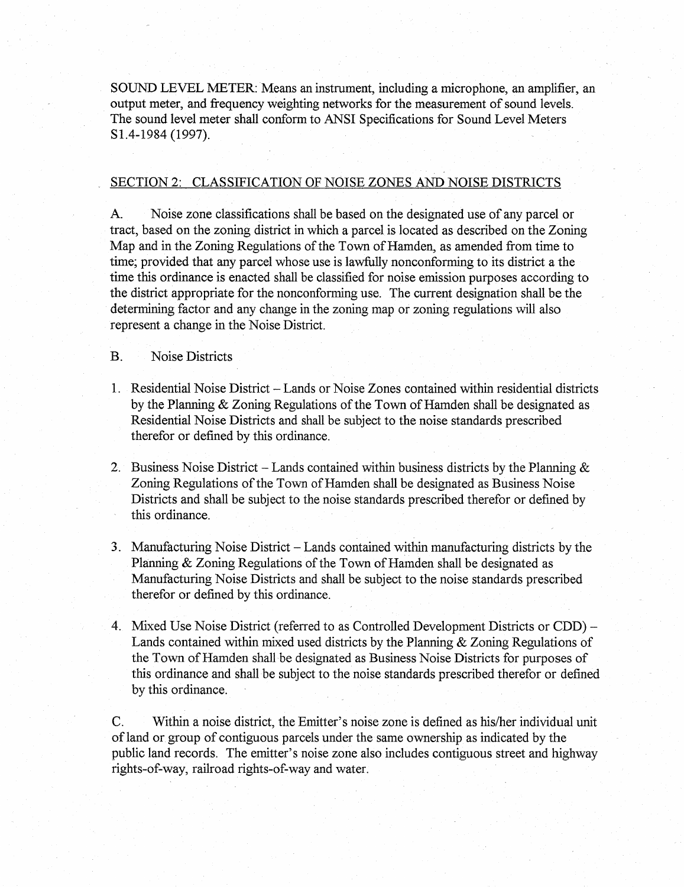SOUND LEVEL METER: Means an instrument, including a microphone, an amplifier, an output meter, and frequency weighting networks for the measurement of sound levels. The sound level meter shall conform to ANSI Specifications for Sound Level Meters S1.4-1984 (1997).

## SECTION 2: CLASSIFICATION OF NOISE ZONES AND NOISE DISTRICTS

A. Noise zone classifications shall be based on the designated use of any parcel or tract, based on the zoning district in which a parcel is located as described on the Zoning Map and in the Zoning Regulations of the Town of Hamden, as amended from time to time; provided that any parcel whose use is lawfully nonconforming to its district a the time this ordinance is enacted shall be classified for noise emission purposes according to the district appropriate for the nonconforming use. The current designation shall be the determining factor and any change in the zoning map or zoning regulations will also represent a change in the Noise District.

B. Noise Districts

1. Residential Noise District – Lands or Noise Zones contained within residential districts by the Planning & Zoning Regulations of the Town of Hamden shall be designated as Residential Noise Districts and shall be subject to the noise standards prescribed therefor or defined by this ordinance.

2. Business Noise District – Lands contained within business districts by the Planning & Zoning Regulations of the Town of Hamden shall be designated as Business Noise Districts and shall be subject to the noise standards prescribed therefor or defined by this ordinance.

3. Manufacturing Noise District – Lands contained within manufacturing districts by the Planning & Zoning Regulations of the Town of Hamden shall be designated as Manufacturing Noise Districts and shall be subject to the noise standards prescribed therefor or defined by this ordinance.

4. Mixed Use Noise District (referred to as Controlled Development Districts or CDD) – Lands contained within mixed used districts by the Planning & Zoning Regulations of the Town of Hamden shall be designated as Business Noise Districts for purposes of this ordinance and shall be subject to the noise standards prescribed therefor or defined by this ordinance.

C. Within a noise district, the Emitter's noise zone is defined as his/her individual unit of land or group of contiguous parcels under the same ownership as indicated by the public land records. The emitter's noise zone also includes contiguous street and highway rights-of-way, railroad rights-of-way and water.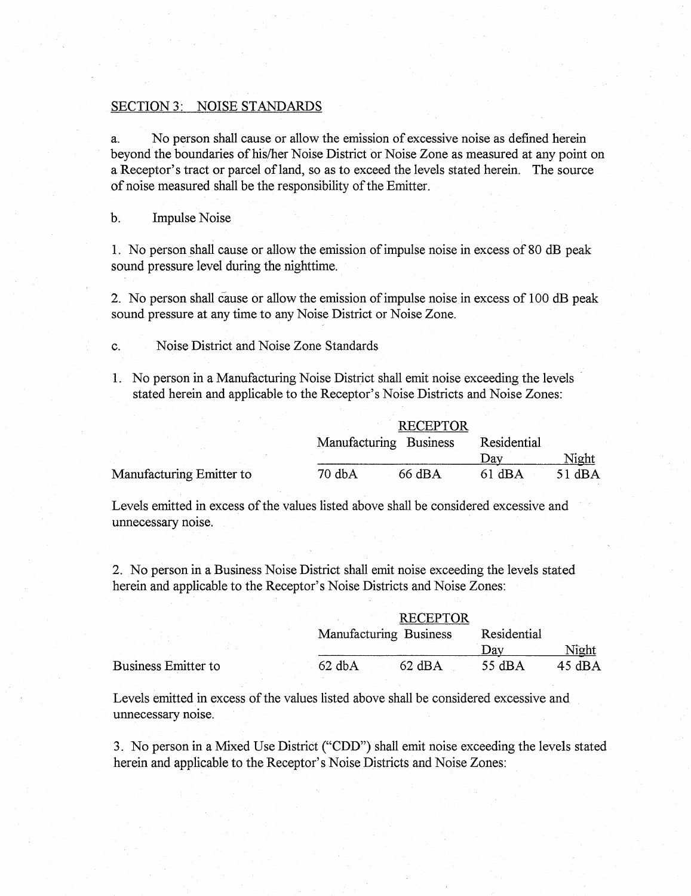## SECTION 3: NOISE STANDARDS

a. No person shall cause or allow the emission of excessive noise as defined herein beyond the boundaries of his/her Noise District or Noise Zone as measured at any point on a Receptor's tract or parcel of land, so as to exceed the levels stated herein. The source of noise measured shall be the responsibility of the Emitter.

b. Impulse Noise

1. No person shall cause or allow the emission of impulse noise in excess of 80 dB peak sound pressure level during the nighttime.

2. No person shall cause or allow the emission of impulse noise in excess of 100 dB peak sound pressure at any time to any Noise District or Noise Zone.

c. Noise District and Noise Zone Standards

1. No person in a Manufacturing Noise District shall emit noise exceeding the levels stated herein and applicable to the Receptor's Noise Districts and Noise Zones:

| | RECEPTOR | | | |
|---|---|---|---|---|
| | Manufacturing | Business | Residential | |
| | | | Day | Night |
| Manufacturing Emitter to | 70 dbA | 66 dBA | 61 dBA | 51 dBA |

Levels emitted in excess of the values listed above shall be considered excessive and unnecessary noise.

2. No person in a Business Noise District shall emit noise exceeding the levels stated herein and applicable to the Receptor's Noise Districts and Noise Zones:

| | RECEPTOR | | | |
|---|---|---|---|---|
| | Manufacturing | Business | Residential | |
| | | | Day | Night |
| Business Emitter to | 62 dbA | 62 dBA | 55 dBA | 45 dBA |

Levels emitted in excess of the values listed above shall be considered excessive and unnecessary noise.

3. No person in a Mixed Use District ("CDD") shall emit noise exceeding the levels stated herein and applicable to the Receptor's Noise Districts and Noise Zones: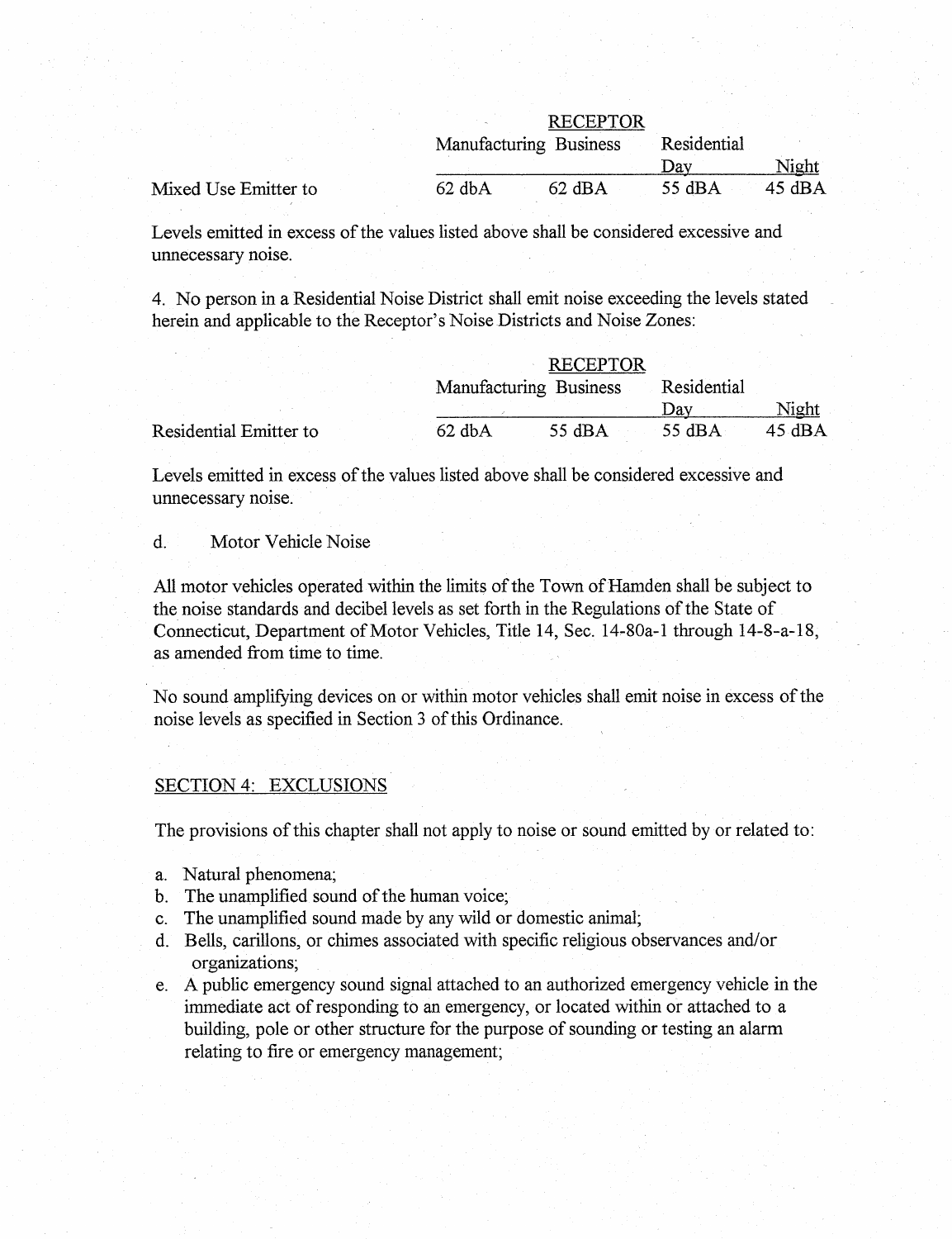| | RECEPTOR | | | |
|---|---|---|---|---|
| | Manufacturing | Business | Residential | |
| | | | Day | Night |
| Mixed Use Emitter to | 62 dbA | 62 dBA | 55 dBA | 45 dBA |

Levels emitted in excess of the values listed above shall be considered excessive and unnecessary noise.

4. No person in a Residential Noise District shall emit noise exceeding the levels stated herein and applicable to the Receptor's Noise Districts and Noise Zones:

| | RECEPTOR | | | |
|---|---|---|---|---|
| | Manufacturing | Business | Residential | |
| | | | Day | Night |
| Residential Emitter to | 62 dbA | 55 dBA | 55 dBA | 45 dBA |

Levels emitted in excess of the values listed above shall be considered excessive and unnecessary noise.

d. Motor Vehicle Noise

All motor vehicles operated within the limits of the Town of Hamden shall be subject to the noise standards and decibel levels as set forth in the Regulations of the State of Connecticut, Department of Motor Vehicles, Title 14, Sec. 14-80a-1 through 14-8-a-18, as amended from time to time.

No sound amplifying devices on or within motor vehicles shall emit noise in excess of the noise levels as specified in Section 3 of this Ordinance.

## SECTION 4: EXCLUSIONS

The provisions of this chapter shall not apply to noise or sound emitted by or related to:

a. Natural phenomena;
b. The unamplified sound of the human voice;
c. The unamplified sound made by any wild or domestic animal;
d. Bells, carillons, or chimes associated with specific religious observances and/or organizations;
e. A public emergency sound signal attached to an authorized emergency vehicle in the immediate act of responding to an emergency, or located within or attached to a building, pole or other structure for the purpose of sounding or testing an alarm relating to fire or emergency management;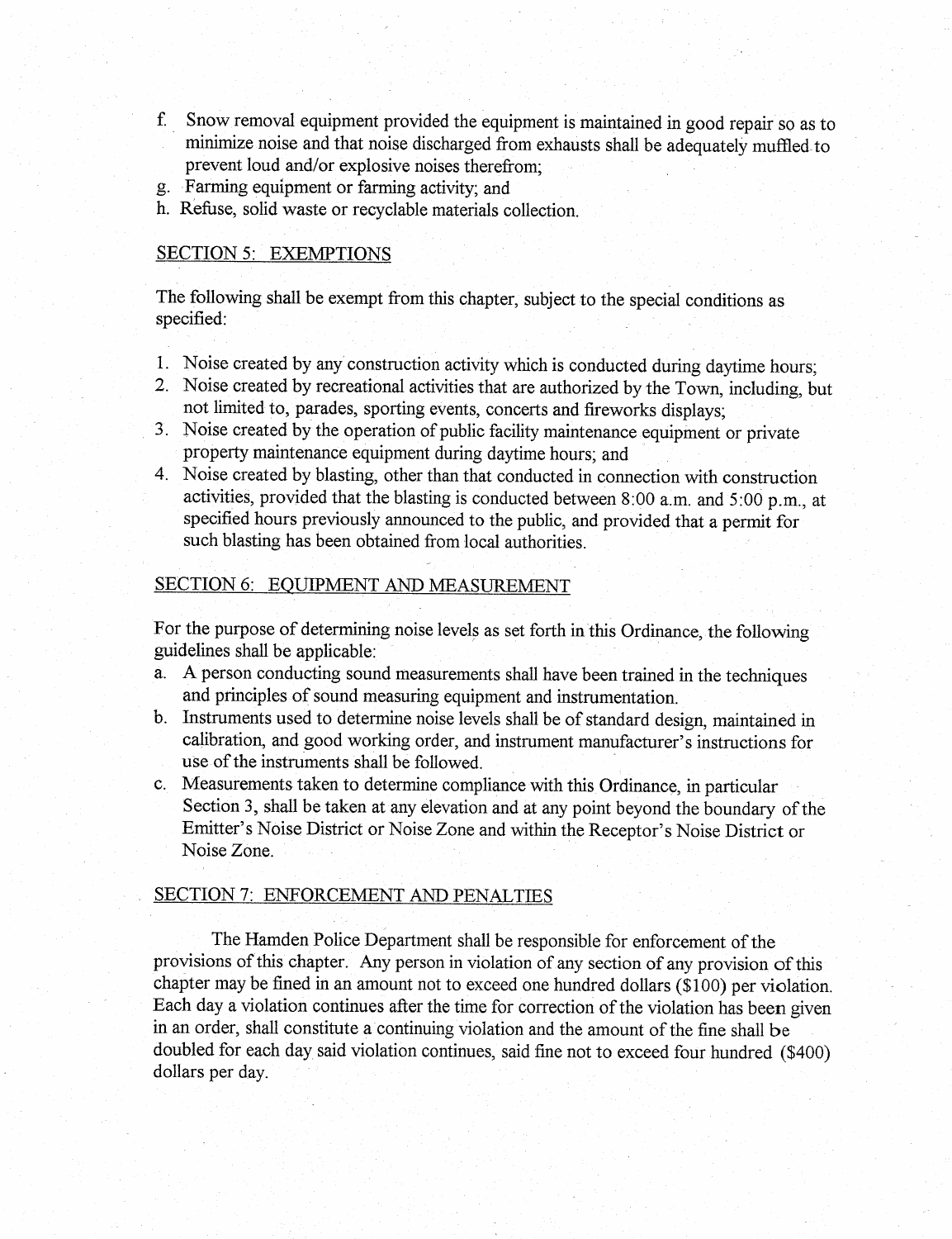f. Snow removal equipment provided the equipment is maintained in good repair so as to minimize noise and that noise discharged from exhausts shall be adequately muffled to prevent loud and/or explosive noises therefrom;
g. Farming equipment or farming activity; and
h. Refuse, solid waste or recyclable materials collection.

## SECTION 5: EXEMPTIONS

The following shall be exempt from this chapter, subject to the special conditions as specified:

1. Noise created by any construction activity which is conducted during daytime hours;
2. Noise created by recreational activities that are authorized by the Town, including, but not limited to, parades, sporting events, concerts and fireworks displays;
3. Noise created by the operation of public facility maintenance equipment or private property maintenance equipment during daytime hours; and
4. Noise created by blasting, other than that conducted in connection with construction activities, provided that the blasting is conducted between 8:00 a.m. and 5:00 p.m., at specified hours previously announced to the public, and provided that a permit for such blasting has been obtained from local authorities.

## SECTION 6: EQUIPMENT AND MEASUREMENT

For the purpose of determining noise levels as set forth in this Ordinance, the following guidelines shall be applicable:

a. A person conducting sound measurements shall have been trained in the techniques and principles of sound measuring equipment and instrumentation.
b. Instruments used to determine noise levels shall be of standard design, maintained in calibration, and good working order, and instrument manufacturer's instructions for use of the instruments shall be followed.
c. Measurements taken to determine compliance with this Ordinance, in particular Section 3, shall be taken at any elevation and at any point beyond the boundary of the Emitter's Noise District or Noise Zone and within the Receptor's Noise District or Noise Zone.

## SECTION 7: ENFORCEMENT AND PENALTIES

The Hamden Police Department shall be responsible for enforcement of the provisions of this chapter. Any person in violation of any section of any provision of this chapter may be fined in an amount not to exceed one hundred dollars ($100) per violation. Each day a violation continues after the time for correction of the violation has been given in an order, shall constitute a continuing violation and the amount of the fine shall be doubled for each day said violation continues, said fine not to exceed four hundred ($400) dollars per day.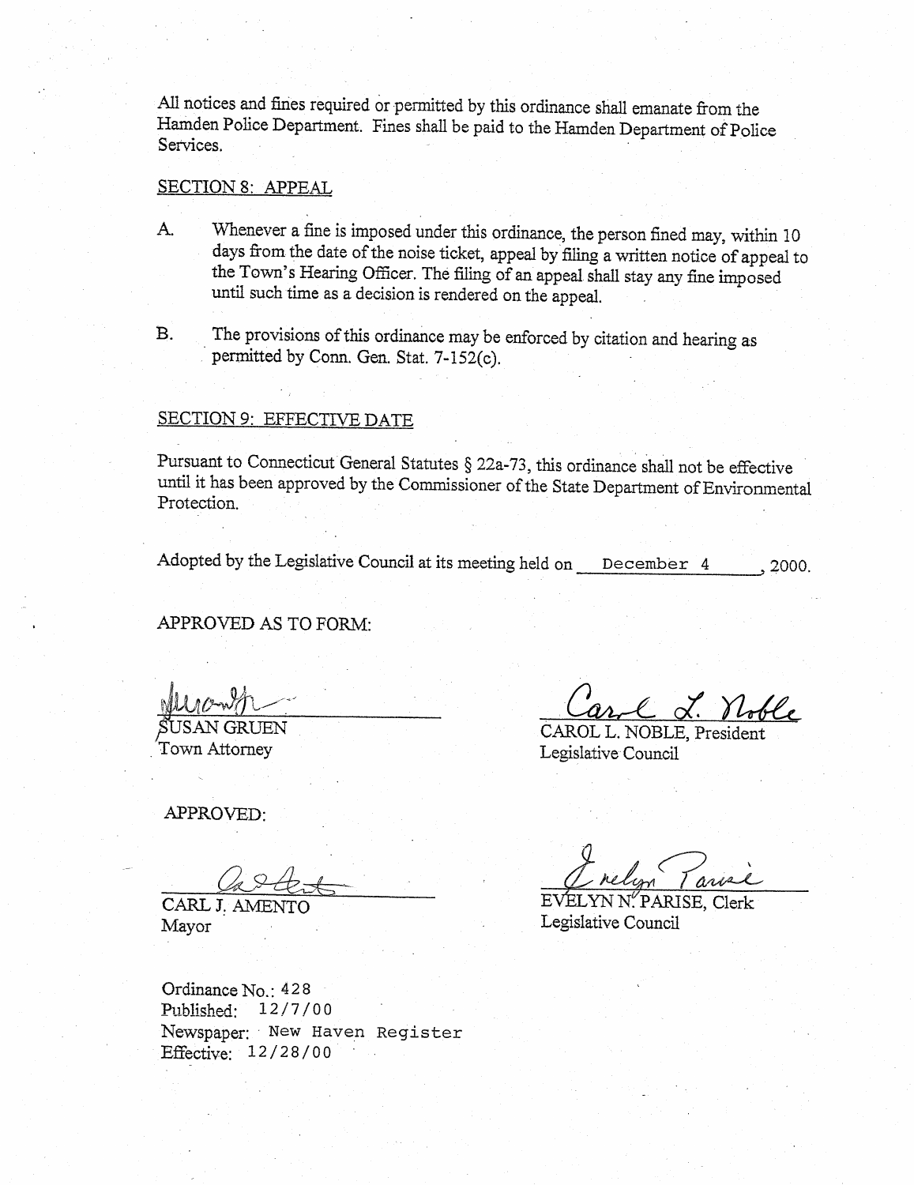All notices and fines required or permitted by this ordinance shall emanate from the Hamden Police Department. Fines shall be paid to the Hamden Department of Police Services.

## SECTION 8: APPEAL

A. Whenever a fine is imposed under this ordinance, the person fined may, within 10 days from the date of the noise ticket, appeal by filing a written notice of appeal to the Town's Hearing Officer. The filing of an appeal shall stay any fine imposed until such time as a decision is rendered on the appeal.

B. The provisions of this ordinance may be enforced by citation and hearing as permitted by Conn. Gen. Stat. 7-152(c).

## SECTION 9: EFFECTIVE DATE

Pursuant to Connecticut General Statutes § 22a-73, this ordinance shall not be effective until it has been approved by the Commissioner of the State Department of Environmental Protection.

Adopted by the Legislative Council at its meeting held on December 4, 2000.

APPROVED AS TO FORM:

SUSAN GRUEN
Town Attorney

CAROL L. NOBLE, President
Legislative Council

APPROVED:

CARL J. AMENTO
Mayor

EVELYN N. PARISE, Clerk
Legislative Council

Ordinance No.: 428
Published: 12/7/00
Newspaper: New Haven Register
Effective: 12/28/00